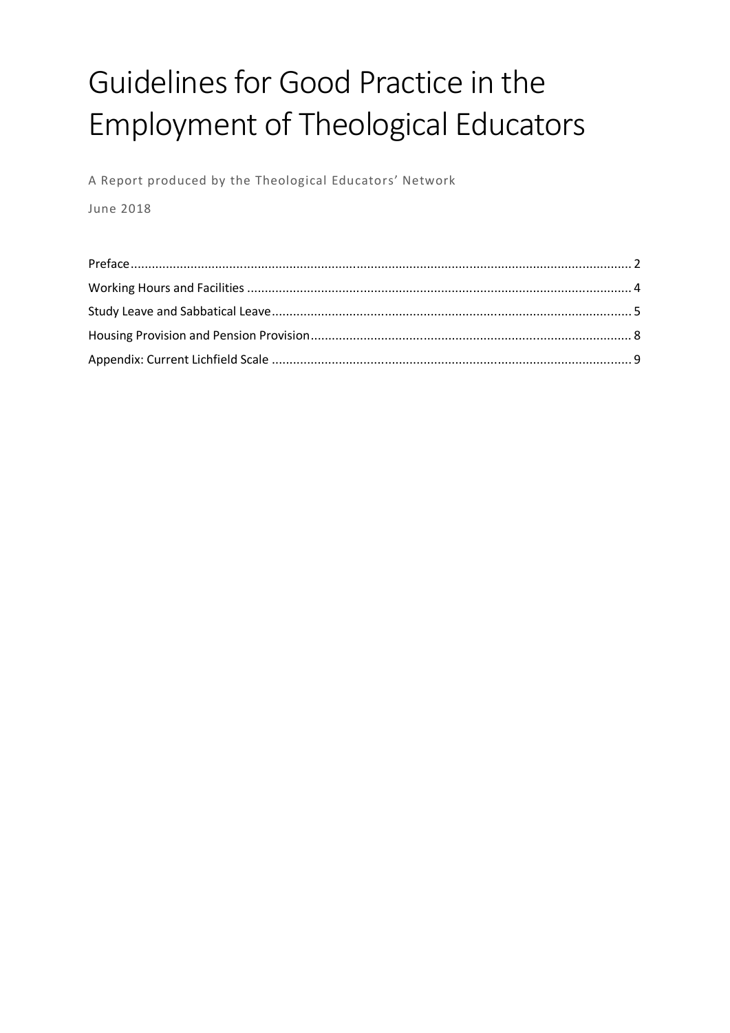# Guidelines for Good Practice in the Employment of Theological Educators

A Report produced by the Theological Educators' Network

June 2018

Preface .......... 2

Working Hours and Facilities .......... 4

Study Leave and Sabbatical Leave .......... 5

Housing Provision and Pension Provision .......... 8

Appendix: Current Lichfield Scale .......... 9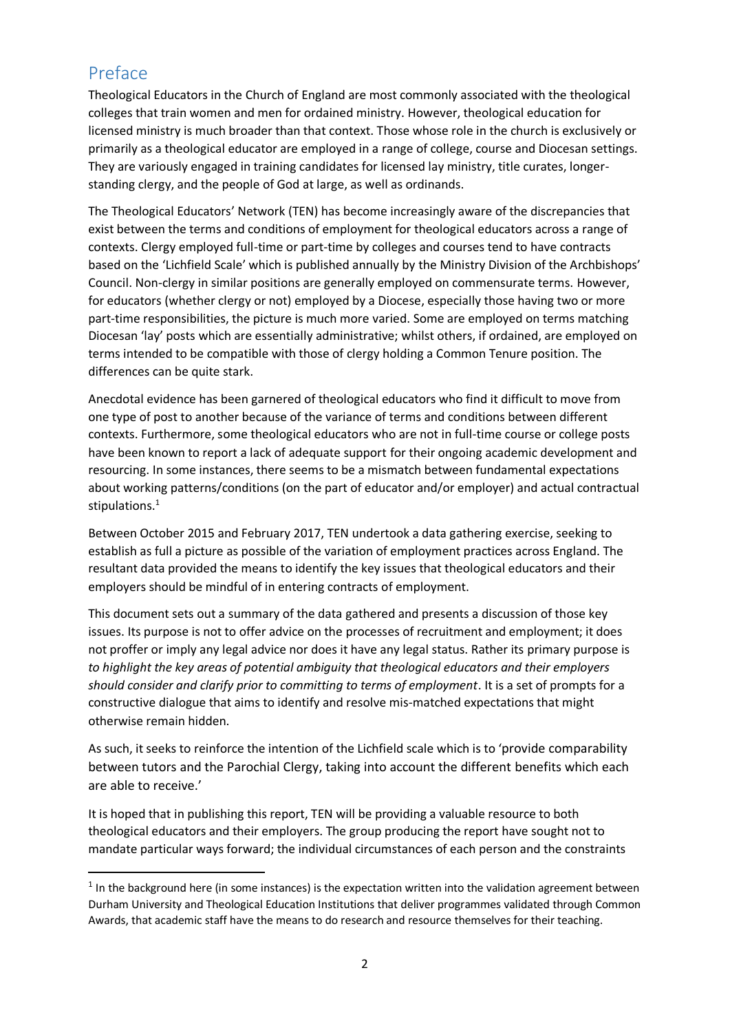# Preface

Theological Educators in the Church of England are most commonly associated with the theological colleges that train women and men for ordained ministry. However, theological education for licensed ministry is much broader than that context. Those whose role in the church is exclusively or primarily as a theological educator are employed in a range of college, course and Diocesan settings. They are variously engaged in training candidates for licensed lay ministry, title curates, longer-standing clergy, and the people of God at large, as well as ordinands.

The Theological Educators' Network (TEN) has become increasingly aware of the discrepancies that exist between the terms and conditions of employment for theological educators across a range of contexts. Clergy employed full-time or part-time by colleges and courses tend to have contracts based on the 'Lichfield Scale' which is published annually by the Ministry Division of the Archbishops' Council. Non-clergy in similar positions are generally employed on commensurate terms. However, for educators (whether clergy or not) employed by a Diocese, especially those having two or more part-time responsibilities, the picture is much more varied. Some are employed on terms matching Diocesan 'lay' posts which are essentially administrative; whilst others, if ordained, are employed on terms intended to be compatible with those of clergy holding a Common Tenure position. The differences can be quite stark.

Anecdotal evidence has been garnered of theological educators who find it difficult to move from one type of post to another because of the variance of terms and conditions between different contexts. Furthermore, some theological educators who are not in full-time course or college posts have been known to report a lack of adequate support for their ongoing academic development and resourcing. In some instances, there seems to be a mismatch between fundamental expectations about working patterns/conditions (on the part of educator and/or employer) and actual contractual stipulations.[1]

Between October 2015 and February 2017, TEN undertook a data gathering exercise, seeking to establish as full a picture as possible of the variation of employment practices across England. The resultant data provided the means to identify the key issues that theological educators and their employers should be mindful of in entering contracts of employment.

This document sets out a summary of the data gathered and presents a discussion of those key issues. Its purpose is not to offer advice on the processes of recruitment and employment; it does not proffer or imply any legal advice nor does it have any legal status. Rather its primary purpose is *to highlight the key areas of potential ambiguity that theological educators and their employers should consider and clarify prior to committing to terms of employment*. It is a set of prompts for a constructive dialogue that aims to identify and resolve mis-matched expectations that might otherwise remain hidden.

As such, it seeks to reinforce the intention of the Lichfield scale which is to 'provide comparability between tutors and the Parochial Clergy, taking into account the different benefits which each are able to receive.'

It is hoped that in publishing this report, TEN will be providing a valuable resource to both theological educators and their employers. The group producing the report have sought not to mandate particular ways forward; the individual circumstances of each person and the constraints

[1] In the background here (in some instances) is the expectation written into the validation agreement between Durham University and Theological Education Institutions that deliver programmes validated through Common Awards, that academic staff have the means to do research and resource themselves for their teaching.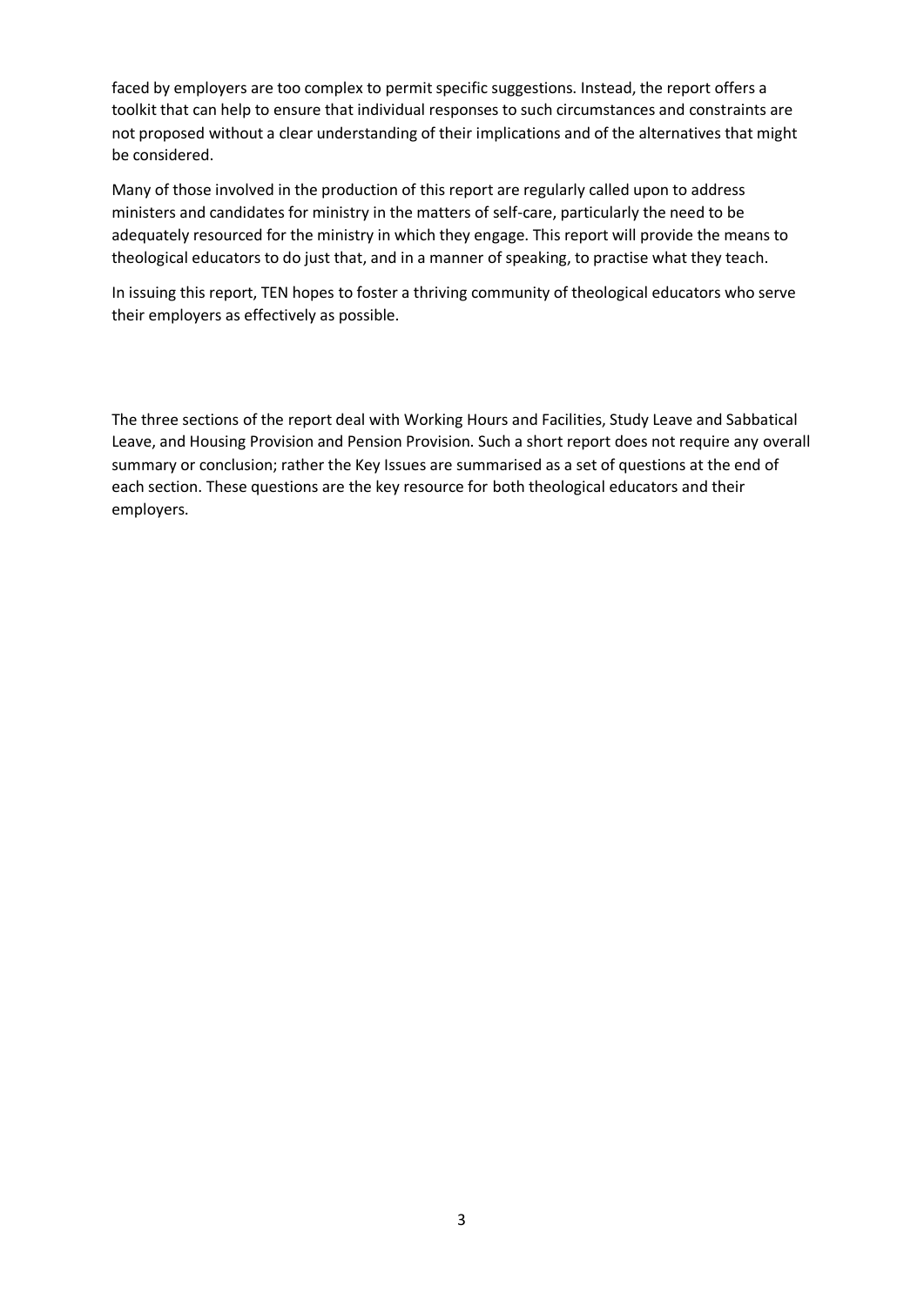faced by employers are too complex to permit specific suggestions. Instead, the report offers a toolkit that can help to ensure that individual responses to such circumstances and constraints are not proposed without a clear understanding of their implications and of the alternatives that might be considered.

Many of those involved in the production of this report are regularly called upon to address ministers and candidates for ministry in the matters of self-care, particularly the need to be adequately resourced for the ministry in which they engage. This report will provide the means to theological educators to do just that, and in a manner of speaking, to practise what they teach.

In issuing this report, TEN hopes to foster a thriving community of theological educators who serve their employers as effectively as possible.

The three sections of the report deal with Working Hours and Facilities, Study Leave and Sabbatical Leave, and Housing Provision and Pension Provision. Such a short report does not require any overall summary or conclusion; rather the Key Issues are summarised as a set of questions at the end of each section. These questions are the key resource for both theological educators and their employers.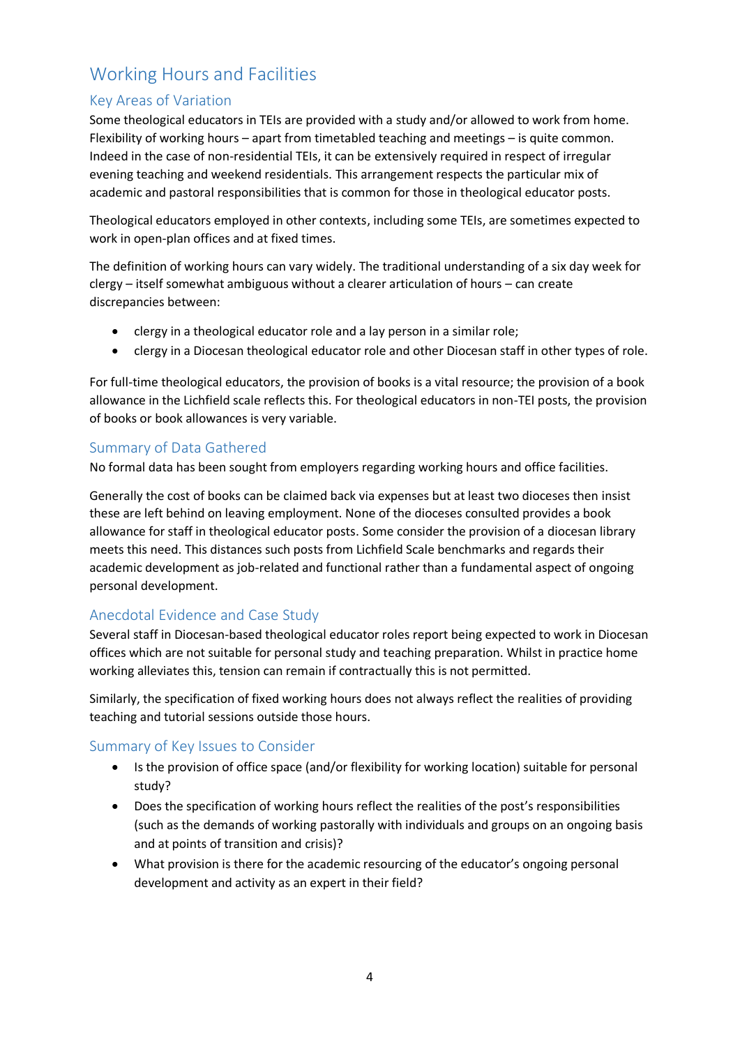## Working Hours and Facilities

### Key Areas of Variation

Some theological educators in TEIs are provided with a study and/or allowed to work from home. Flexibility of working hours – apart from timetabled teaching and meetings – is quite common. Indeed in the case of non-residential TEIs, it can be extensively required in respect of irregular evening teaching and weekend residentials. This arrangement respects the particular mix of academic and pastoral responsibilities that is common for those in theological educator posts.

Theological educators employed in other contexts, including some TEIs, are sometimes expected to work in open-plan offices and at fixed times.

The definition of working hours can vary widely. The traditional understanding of a six day week for clergy – itself somewhat ambiguous without a clearer articulation of hours – can create discrepancies between:

- clergy in a theological educator role and a lay person in a similar role;
- clergy in a Diocesan theological educator role and other Diocesan staff in other types of role.

For full-time theological educators, the provision of books is a vital resource; the provision of a book allowance in the Lichfield scale reflects this. For theological educators in non-TEI posts, the provision of books or book allowances is very variable.

### Summary of Data Gathered

No formal data has been sought from employers regarding working hours and office facilities.

Generally the cost of books can be claimed back via expenses but at least two dioceses then insist these are left behind on leaving employment. None of the dioceses consulted provides a book allowance for staff in theological educator posts. Some consider the provision of a diocesan library meets this need. This distances such posts from Lichfield Scale benchmarks and regards their academic development as job-related and functional rather than a fundamental aspect of ongoing personal development.

### Anecdotal Evidence and Case Study

Several staff in Diocesan-based theological educator roles report being expected to work in Diocesan offices which are not suitable for personal study and teaching preparation. Whilst in practice home working alleviates this, tension can remain if contractually this is not permitted.

Similarly, the specification of fixed working hours does not always reflect the realities of providing teaching and tutorial sessions outside those hours.

### Summary of Key Issues to Consider

- Is the provision of office space (and/or flexibility for working location) suitable for personal study?
- Does the specification of working hours reflect the realities of the post's responsibilities (such as the demands of working pastorally with individuals and groups on an ongoing basis and at points of transition and crisis)?
- What provision is there for the academic resourcing of the educator's ongoing personal development and activity as an expert in their field?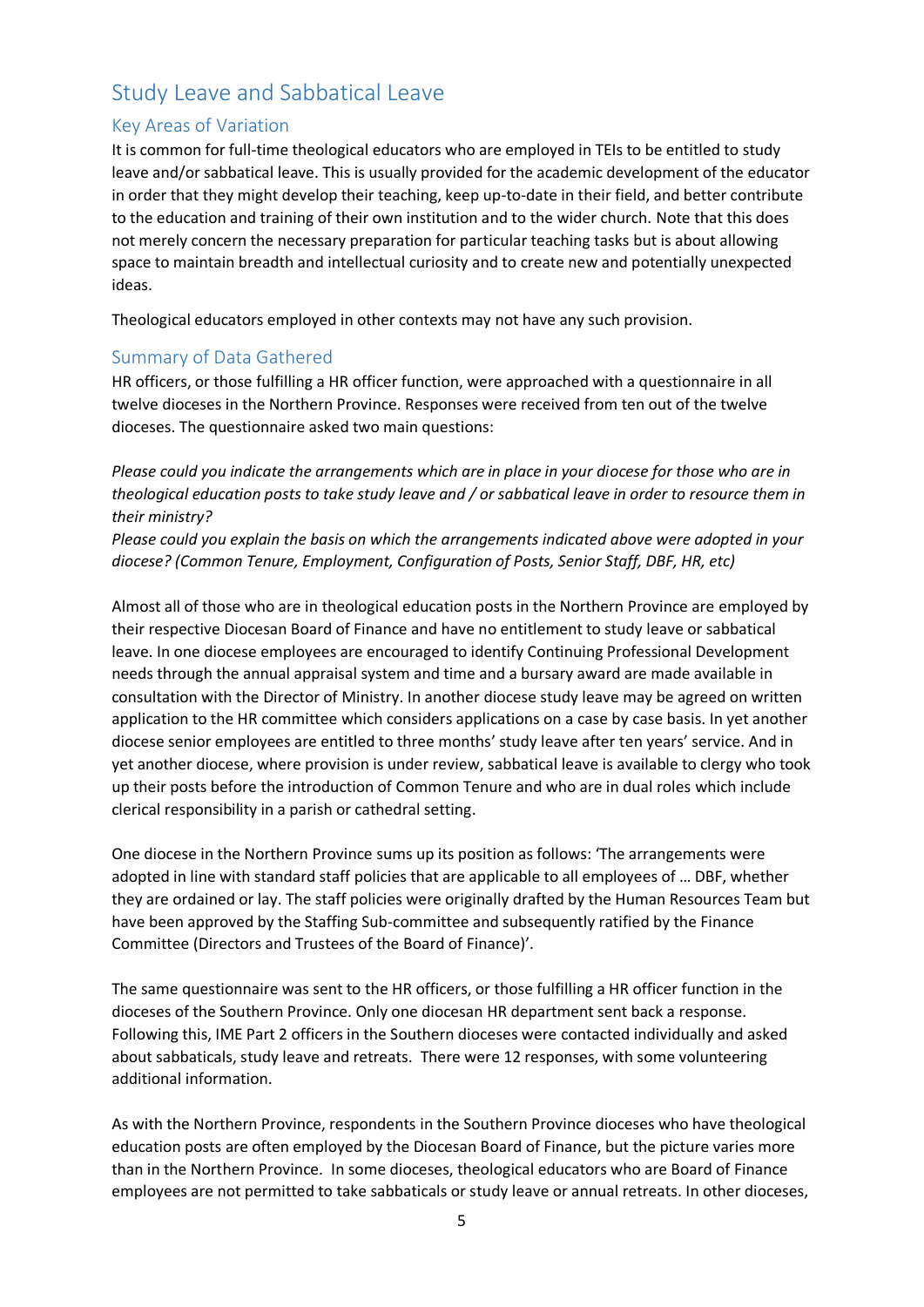## Study Leave and Sabbatical Leave

### Key Areas of Variation

It is common for full-time theological educators who are employed in TEIs to be entitled to study leave and/or sabbatical leave. This is usually provided for the academic development of the educator in order that they might develop their teaching, keep up-to-date in their field, and better contribute to the education and training of their own institution and to the wider church. Note that this does not merely concern the necessary preparation for particular teaching tasks but is about allowing space to maintain breadth and intellectual curiosity and to create new and potentially unexpected ideas.

Theological educators employed in other contexts may not have any such provision.

### Summary of Data Gathered

HR officers, or those fulfilling a HR officer function, were approached with a questionnaire in all twelve dioceses in the Northern Province. Responses were received from ten out of the twelve dioceses. The questionnaire asked two main questions:

*Please could you indicate the arrangements which are in place in your diocese for those who are in theological education posts to take study leave and / or sabbatical leave in order to resource them in their ministry?*
*Please could you explain the basis on which the arrangements indicated above were adopted in your diocese? (Common Tenure, Employment, Configuration of Posts, Senior Staff, DBF, HR, etc)*

Almost all of those who are in theological education posts in the Northern Province are employed by their respective Diocesan Board of Finance and have no entitlement to study leave or sabbatical leave. In one diocese employees are encouraged to identify Continuing Professional Development needs through the annual appraisal system and time and a bursary award are made available in consultation with the Director of Ministry. In another diocese study leave may be agreed on written application to the HR committee which considers applications on a case by case basis. In yet another diocese senior employees are entitled to three months' study leave after ten years' service. And in yet another diocese, where provision is under review, sabbatical leave is available to clergy who took up their posts before the introduction of Common Tenure and who are in dual roles which include clerical responsibility in a parish or cathedral setting.

One diocese in the Northern Province sums up its position as follows: 'The arrangements were adopted in line with standard staff policies that are applicable to all employees of … DBF, whether they are ordained or lay. The staff policies were originally drafted by the Human Resources Team but have been approved by the Staffing Sub-committee and subsequently ratified by the Finance Committee (Directors and Trustees of the Board of Finance)'.

The same questionnaire was sent to the HR officers, or those fulfilling a HR officer function in the dioceses of the Southern Province. Only one diocesan HR department sent back a response. Following this, IME Part 2 officers in the Southern dioceses were contacted individually and asked about sabbaticals, study leave and retreats. There were 12 responses, with some volunteering additional information.

As with the Northern Province, respondents in the Southern Province dioceses who have theological education posts are often employed by the Diocesan Board of Finance, but the picture varies more than in the Northern Province. In some dioceses, theological educators who are Board of Finance employees are not permitted to take sabbaticals or study leave or annual retreats. In other dioceses,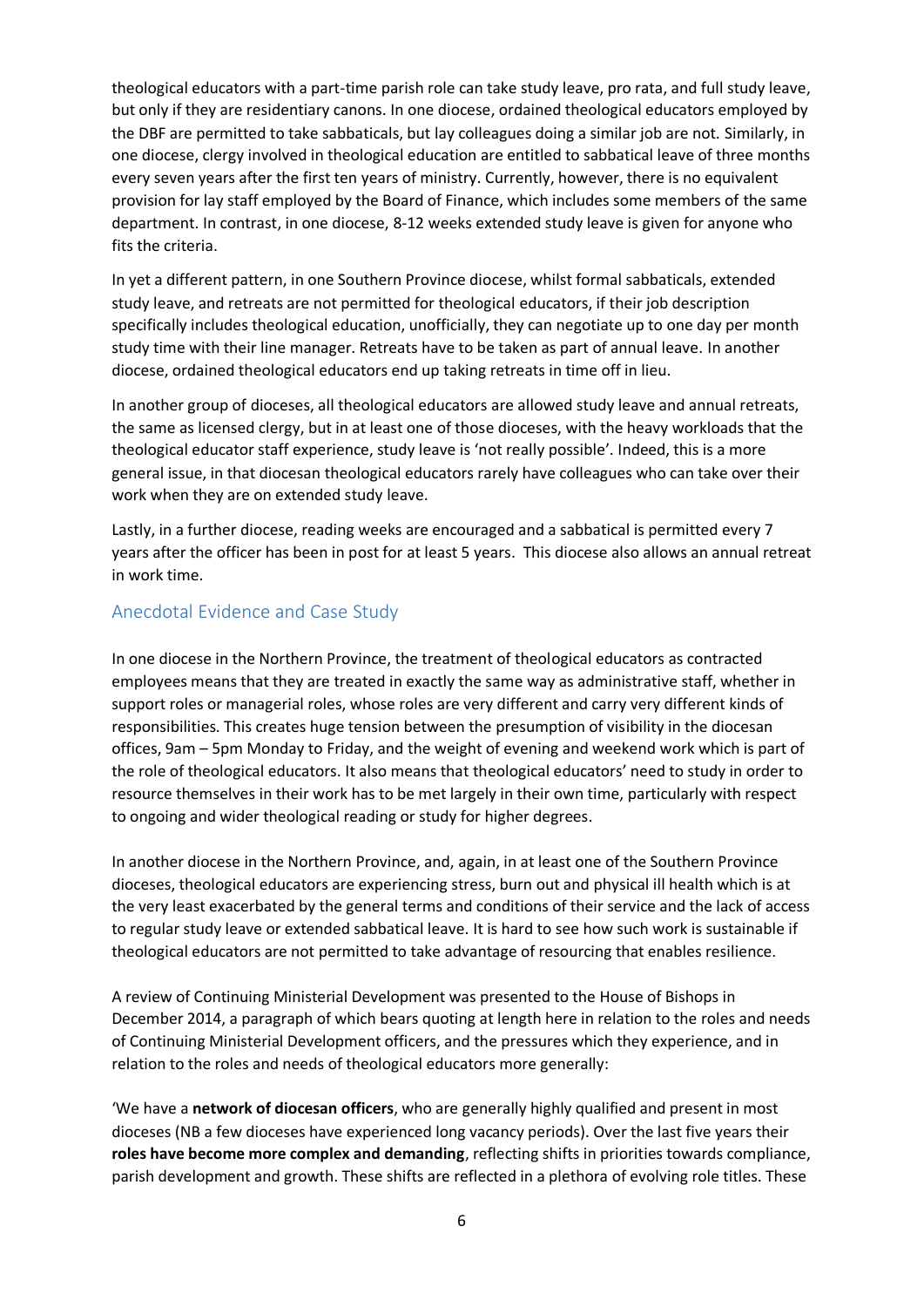theological educators with a part-time parish role can take study leave, pro rata, and full study leave, but only if they are residentiary canons. In one diocese, ordained theological educators employed by the DBF are permitted to take sabbaticals, but lay colleagues doing a similar job are not. Similarly, in one diocese, clergy involved in theological education are entitled to sabbatical leave of three months every seven years after the first ten years of ministry. Currently, however, there is no equivalent provision for lay staff employed by the Board of Finance, which includes some members of the same department. In contrast, in one diocese, 8-12 weeks extended study leave is given for anyone who fits the criteria.

In yet a different pattern, in one Southern Province diocese, whilst formal sabbaticals, extended study leave, and retreats are not permitted for theological educators, if their job description specifically includes theological education, unofficially, they can negotiate up to one day per month study time with their line manager. Retreats have to be taken as part of annual leave. In another diocese, ordained theological educators end up taking retreats in time off in lieu.

In another group of dioceses, all theological educators are allowed study leave and annual retreats, the same as licensed clergy, but in at least one of those dioceses, with the heavy workloads that the theological educator staff experience, study leave is 'not really possible'. Indeed, this is a more general issue, in that diocesan theological educators rarely have colleagues who can take over their work when they are on extended study leave.

Lastly, in a further diocese, reading weeks are encouraged and a sabbatical is permitted every 7 years after the officer has been in post for at least 5 years. This diocese also allows an annual retreat in work time.

## Anecdotal Evidence and Case Study

In one diocese in the Northern Province, the treatment of theological educators as contracted employees means that they are treated in exactly the same way as administrative staff, whether in support roles or managerial roles, whose roles are very different and carry very different kinds of responsibilities. This creates huge tension between the presumption of visibility in the diocesan offices, 9am – 5pm Monday to Friday, and the weight of evening and weekend work which is part of the role of theological educators. It also means that theological educators' need to study in order to resource themselves in their work has to be met largely in their own time, particularly with respect to ongoing and wider theological reading or study for higher degrees.

In another diocese in the Northern Province, and, again, in at least one of the Southern Province dioceses, theological educators are experiencing stress, burn out and physical ill health which is at the very least exacerbated by the general terms and conditions of their service and the lack of access to regular study leave or extended sabbatical leave. It is hard to see how such work is sustainable if theological educators are not permitted to take advantage of resourcing that enables resilience.

A review of Continuing Ministerial Development was presented to the House of Bishops in December 2014, a paragraph of which bears quoting at length here in relation to the roles and needs of Continuing Ministerial Development officers, and the pressures which they experience, and in relation to the roles and needs of theological educators more generally:

'We have a **network of diocesan officers**, who are generally highly qualified and present in most dioceses (NB a few dioceses have experienced long vacancy periods). Over the last five years their **roles have become more complex and demanding**, reflecting shifts in priorities towards compliance, parish development and growth. These shifts are reflected in a plethora of evolving role titles. These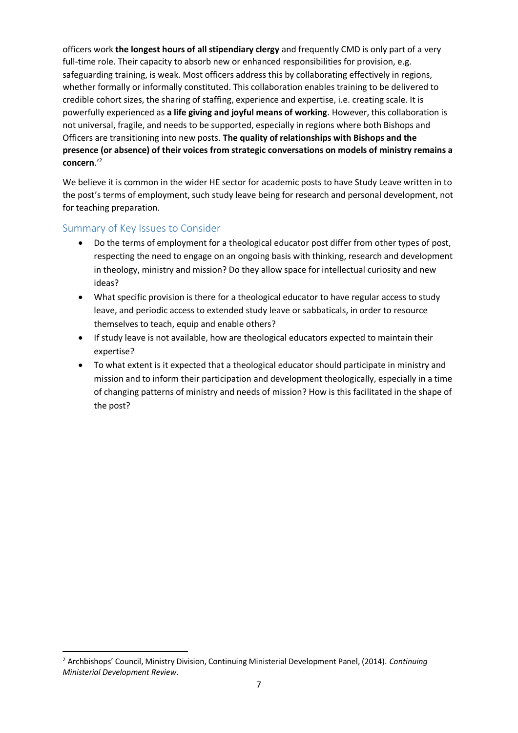officers work **the longest hours of all stipendiary clergy** and frequently CMD is only part of a very full-time role. Their capacity to absorb new or enhanced responsibilities for provision, e.g. safeguarding training, is weak. Most officers address this by collaborating effectively in regions, whether formally or informally constituted. This collaboration enables training to be delivered to credible cohort sizes, the sharing of staffing, experience and expertise, i.e. creating scale. It is powerfully experienced as **a life giving and joyful means of working**. However, this collaboration is not universal, fragile, and needs to be supported, especially in regions where both Bishops and Officers are transitioning into new posts. **The quality of relationships with Bishops and the presence (or absence) of their voices from strategic conversations on models of ministry remains a concern**.'[2]

We believe it is common in the wider HE sector for academic posts to have Study Leave written in to the post's terms of employment, such study leave being for research and personal development, not for teaching preparation.

## Summary of Key Issues to Consider

- Do the terms of employment for a theological educator post differ from other types of post, respecting the need to engage on an ongoing basis with thinking, research and development in theology, ministry and mission? Do they allow space for intellectual curiosity and new ideas?
- What specific provision is there for a theological educator to have regular access to study leave, and periodic access to extended study leave or sabbaticals, in order to resource themselves to teach, equip and enable others?
- If study leave is not available, how are theological educators expected to maintain their expertise?
- To what extent is it expected that a theological educator should participate in ministry and mission and to inform their participation and development theologically, especially in a time of changing patterns of ministry and needs of mission? How is this facilitated in the shape of the post?

---

[2] Archbishops' Council, Ministry Division, Continuing Ministerial Development Panel, (2014). *Continuing Ministerial Development Review*.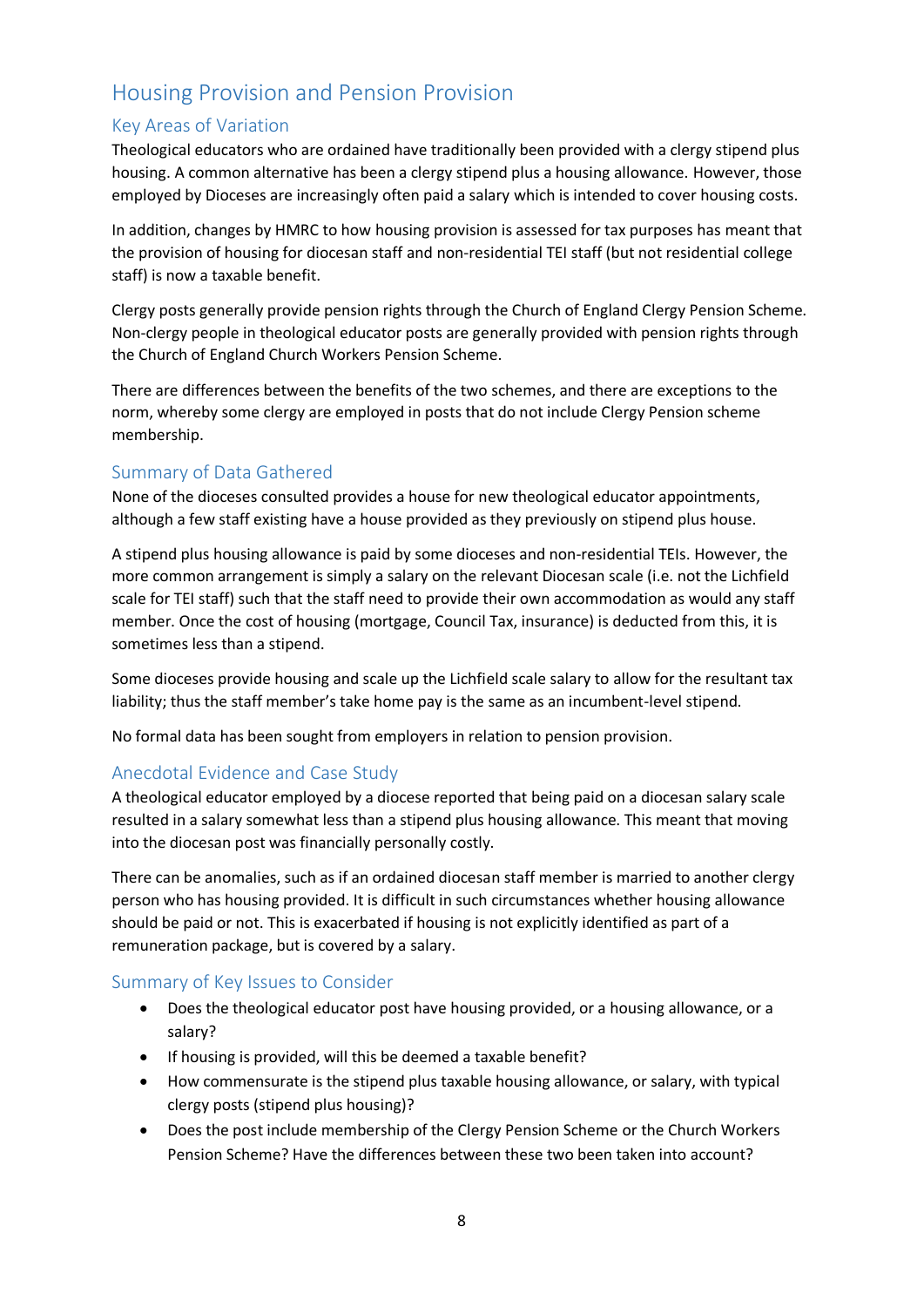## Housing Provision and Pension Provision

### Key Areas of Variation

Theological educators who are ordained have traditionally been provided with a clergy stipend plus housing. A common alternative has been a clergy stipend plus a housing allowance. However, those employed by Dioceses are increasingly often paid a salary which is intended to cover housing costs.

In addition, changes by HMRC to how housing provision is assessed for tax purposes has meant that the provision of housing for diocesan staff and non-residential TEI staff (but not residential college staff) is now a taxable benefit.

Clergy posts generally provide pension rights through the Church of England Clergy Pension Scheme. Non-clergy people in theological educator posts are generally provided with pension rights through the Church of England Church Workers Pension Scheme.

There are differences between the benefits of the two schemes, and there are exceptions to the norm, whereby some clergy are employed in posts that do not include Clergy Pension scheme membership.

### Summary of Data Gathered

None of the dioceses consulted provides a house for new theological educator appointments, although a few staff existing have a house provided as they previously on stipend plus house.

A stipend plus housing allowance is paid by some dioceses and non-residential TEIs. However, the more common arrangement is simply a salary on the relevant Diocesan scale (i.e. not the Lichfield scale for TEI staff) such that the staff need to provide their own accommodation as would any staff member. Once the cost of housing (mortgage, Council Tax, insurance) is deducted from this, it is sometimes less than a stipend.

Some dioceses provide housing and scale up the Lichfield scale salary to allow for the resultant tax liability; thus the staff member's take home pay is the same as an incumbent-level stipend.

No formal data has been sought from employers in relation to pension provision.

### Anecdotal Evidence and Case Study

A theological educator employed by a diocese reported that being paid on a diocesan salary scale resulted in a salary somewhat less than a stipend plus housing allowance. This meant that moving into the diocesan post was financially personally costly.

There can be anomalies, such as if an ordained diocesan staff member is married to another clergy person who has housing provided. It is difficult in such circumstances whether housing allowance should be paid or not. This is exacerbated if housing is not explicitly identified as part of a remuneration package, but is covered by a salary.

### Summary of Key Issues to Consider

- Does the theological educator post have housing provided, or a housing allowance, or a salary?
- If housing is provided, will this be deemed a taxable benefit?
- How commensurate is the stipend plus taxable housing allowance, or salary, with typical clergy posts (stipend plus housing)?
- Does the post include membership of the Clergy Pension Scheme or the Church Workers Pension Scheme? Have the differences between these two been taken into account?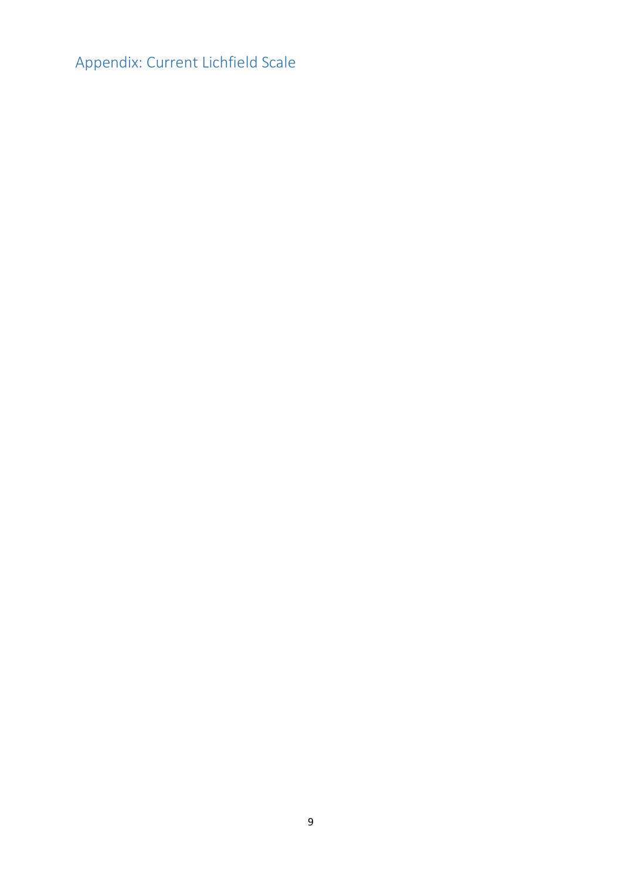## Appendix: Current Lichfield Scale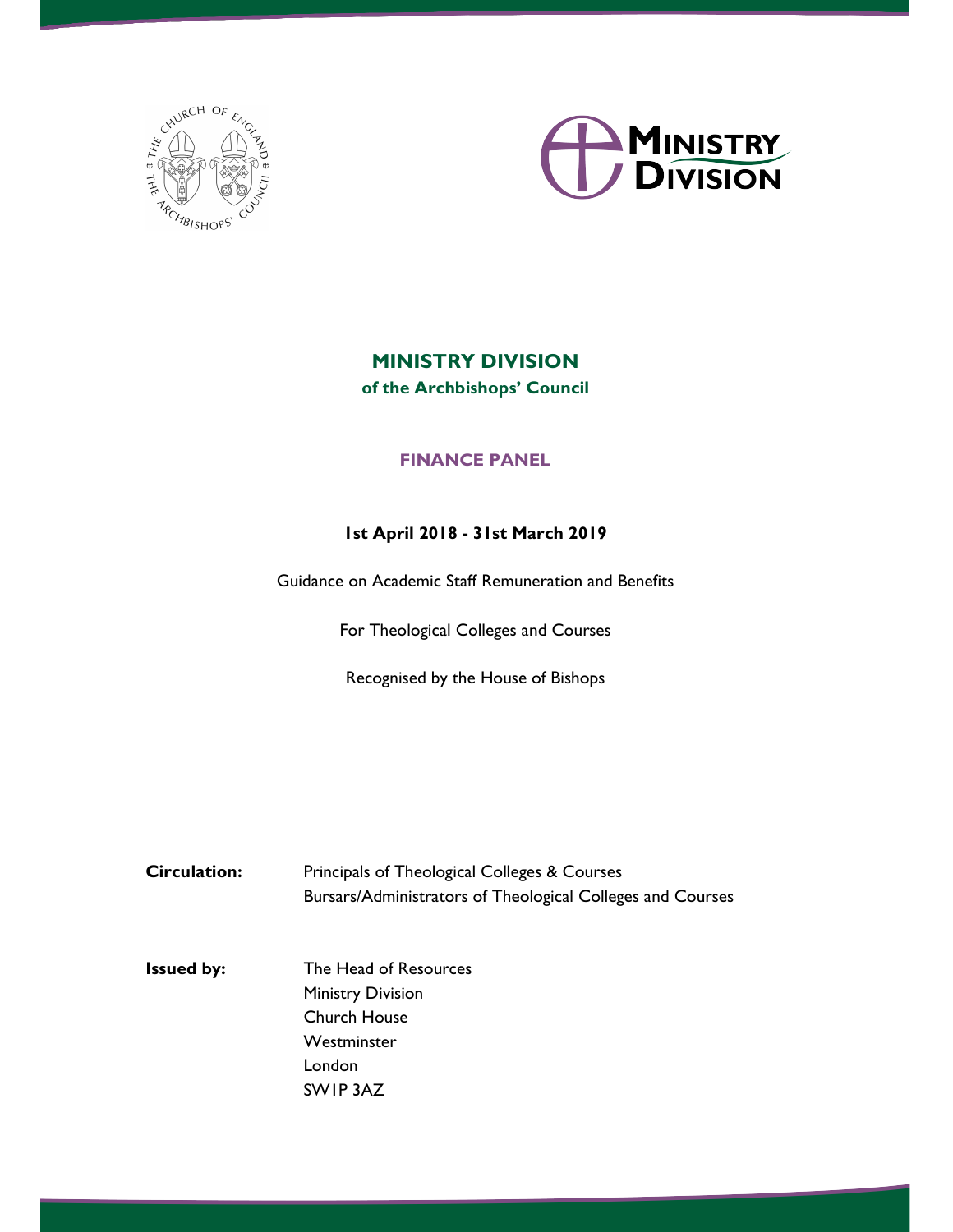# MINISTRY DIVISION

**of the Archbishops' Council**

## FINANCE PANEL

**1st April 2018 - 31st March 2019**

Guidance on Academic Staff Remuneration and Benefits

For Theological Colleges and Courses

Recognised by the House of Bishops

**Circulation:** Principals of Theological Colleges & Courses
Bursars/Administrators of Theological Colleges and Courses

**Issued by:** The Head of Resources
Ministry Division
Church House
Westminster
London
SW1P 3AZ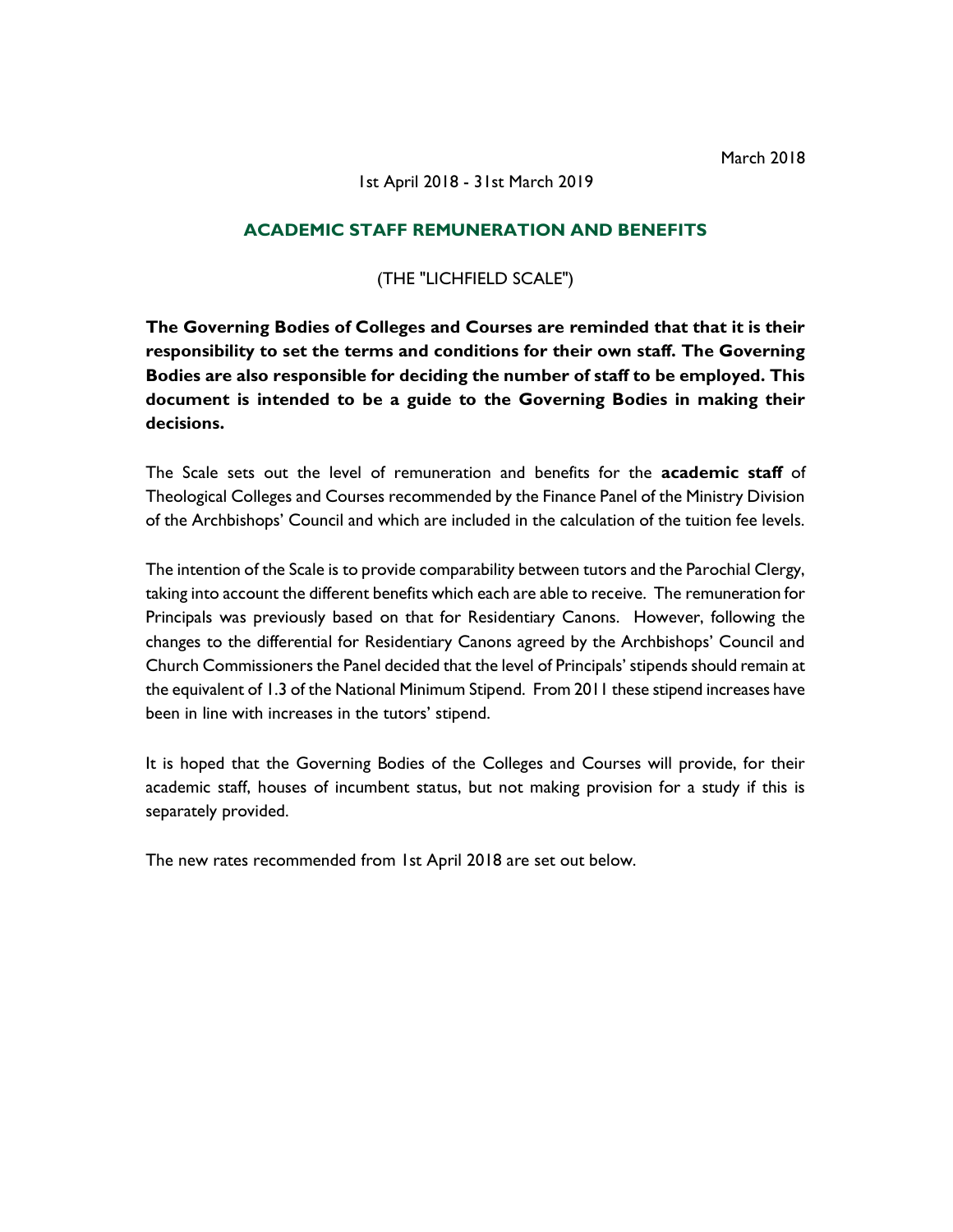March 2018

1st April 2018 - 31st March 2019

## ACADEMIC STAFF REMUNERATION AND BENEFITS

(THE "LICHFIELD SCALE")

**The Governing Bodies of Colleges and Courses are reminded that that it is their responsibility to set the terms and conditions for their own staff. The Governing Bodies are also responsible for deciding the number of staff to be employed. This document is intended to be a guide to the Governing Bodies in making their decisions.**

The Scale sets out the level of remuneration and benefits for the **academic staff** of Theological Colleges and Courses recommended by the Finance Panel of the Ministry Division of the Archbishops' Council and which are included in the calculation of the tuition fee levels.

The intention of the Scale is to provide comparability between tutors and the Parochial Clergy, taking into account the different benefits which each are able to receive. The remuneration for Principals was previously based on that for Residentiary Canons. However, following the changes to the differential for Residentiary Canons agreed by the Archbishops' Council and Church Commissioners the Panel decided that the level of Principals' stipends should remain at the equivalent of 1.3 of the National Minimum Stipend. From 2011 these stipend increases have been in line with increases in the tutors' stipend.

It is hoped that the Governing Bodies of the Colleges and Courses will provide, for their academic staff, houses of incumbent status, but not making provision for a study if this is separately provided.

The new rates recommended from 1st April 2018 are set out below.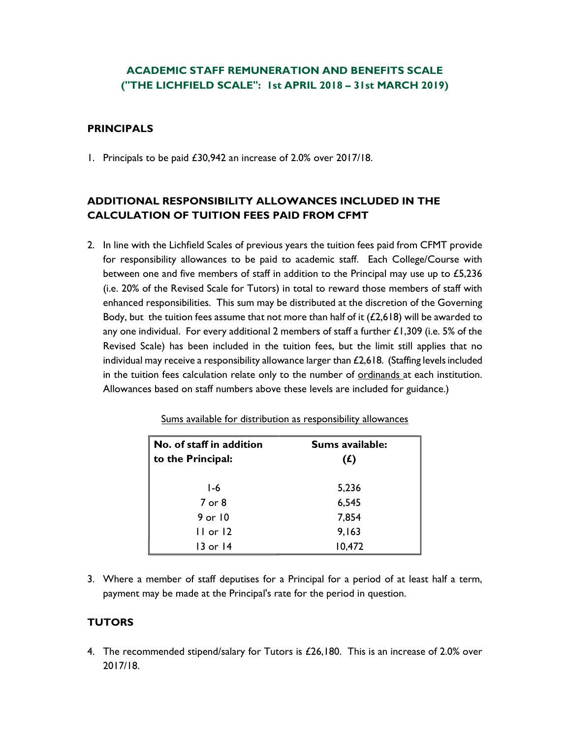## ACADEMIC STAFF REMUNERATION AND BENEFITS SCALE ("THE LICHFIELD SCALE": 1st APRIL 2018 – 31st MARCH 2019)

### PRINCIPALS

1. Principals to be paid £30,942 an increase of 2.0% over 2017/18.

### ADDITIONAL RESPONSIBILITY ALLOWANCES INCLUDED IN THE CALCULATION OF TUITION FEES PAID FROM CFMT

2. In line with the Lichfield Scales of previous years the tuition fees paid from CFMT provide for responsibility allowances to be paid to academic staff. Each College/Course with between one and five members of staff in addition to the Principal may use up to £5,236 (i.e. 20% of the Revised Scale for Tutors) in total to reward those members of staff with enhanced responsibilities. This sum may be distributed at the discretion of the Governing Body, but the tuition fees assume that not more than half of it (£2,618) will be awarded to any one individual. For every additional 2 members of staff a further £1,309 (i.e. 5% of the Revised Scale) has been included in the tuition fees, but the limit still applies that no individual may receive a responsibility allowance larger than £2,618. (Staffing levels included in the tuition fees calculation relate only to the number of ordinands at each institution. Allowances based on staff numbers above these levels are included for guidance.)

Sums available for distribution as responsibility allowances

| No. of staff in addition to the Principal: | Sums available: (£) |
|---|---|
| 1-6 | 5,236 |
| 7 or 8 | 6,545 |
| 9 or 10 | 7,854 |
| 11 or 12 | 9,163 |
| 13 or 14 | 10,472 |

3. Where a member of staff deputises for a Principal for a period of at least half a term, payment may be made at the Principal's rate for the period in question.

### TUTORS

4. The recommended stipend/salary for Tutors is £26,180. This is an increase of 2.0% over 2017/18.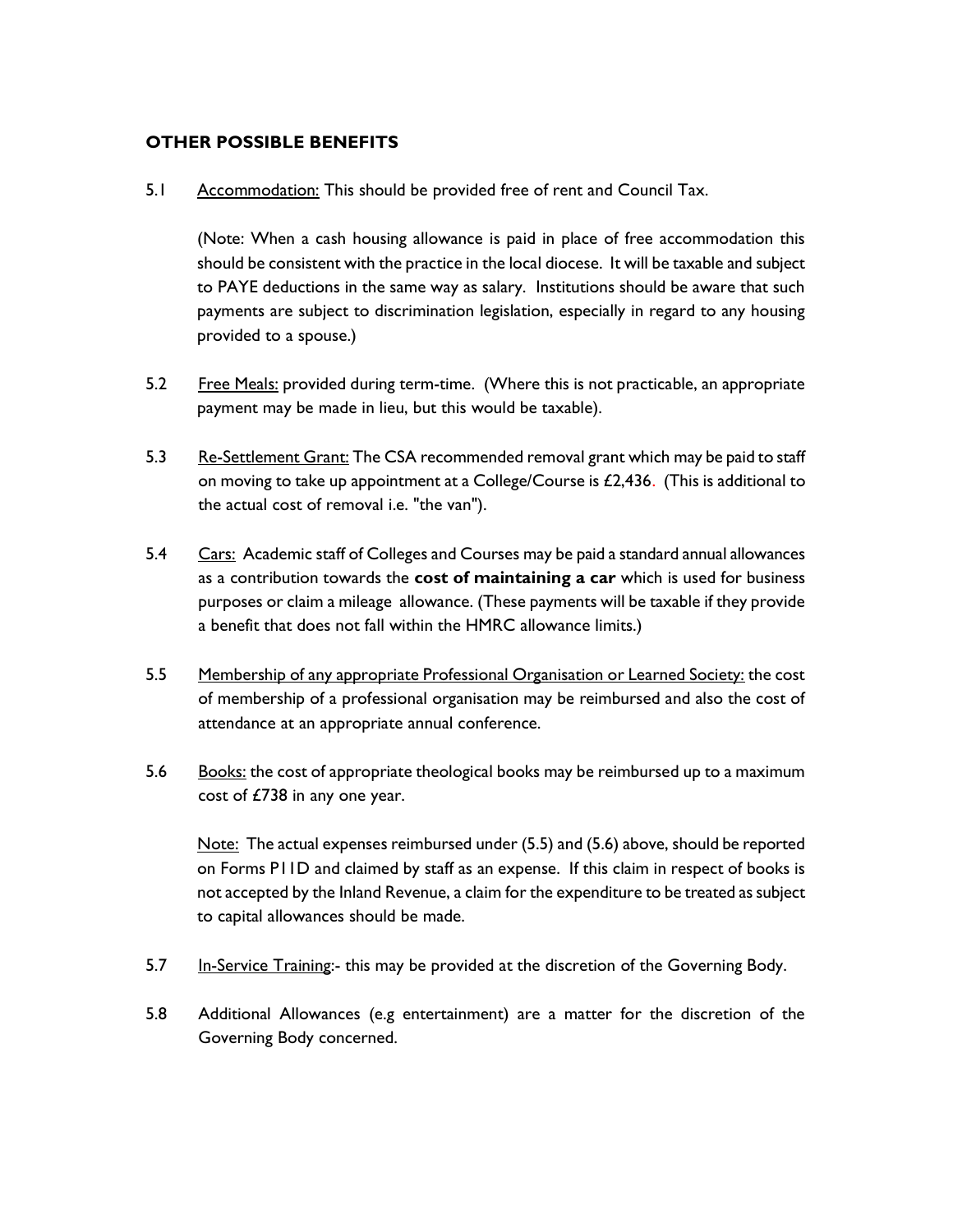## OTHER POSSIBLE BENEFITS

5.1 Accommodation: This should be provided free of rent and Council Tax.

(Note: When a cash housing allowance is paid in place of free accommodation this should be consistent with the practice in the local diocese. It will be taxable and subject to PAYE deductions in the same way as salary. Institutions should be aware that such payments are subject to discrimination legislation, especially in regard to any housing provided to a spouse.)

5.2 Free Meals: provided during term-time. (Where this is not practicable, an appropriate payment may be made in lieu, but this would be taxable).

5.3 Re-Settlement Grant: The CSA recommended removal grant which may be paid to staff on moving to take up appointment at a College/Course is £2,436. (This is additional to the actual cost of removal i.e. "the van").

5.4 Cars: Academic staff of Colleges and Courses may be paid a standard annual allowances as a contribution towards the **cost of maintaining a car** which is used for business purposes or claim a mileage allowance. (These payments will be taxable if they provide a benefit that does not fall within the HMRC allowance limits.)

5.5 Membership of any appropriate Professional Organisation or Learned Society: the cost of membership of a professional organisation may be reimbursed and also the cost of attendance at an appropriate annual conference.

5.6 Books: the cost of appropriate theological books may be reimbursed up to a maximum cost of £738 in any one year.

Note: The actual expenses reimbursed under (5.5) and (5.6) above, should be reported on Forms P11D and claimed by staff as an expense. If this claim in respect of books is not accepted by the Inland Revenue, a claim for the expenditure to be treated as subject to capital allowances should be made.

5.7 In-Service Training:- this may be provided at the discretion of the Governing Body.

5.8 Additional Allowances (e.g entertainment) are a matter for the discretion of the Governing Body concerned.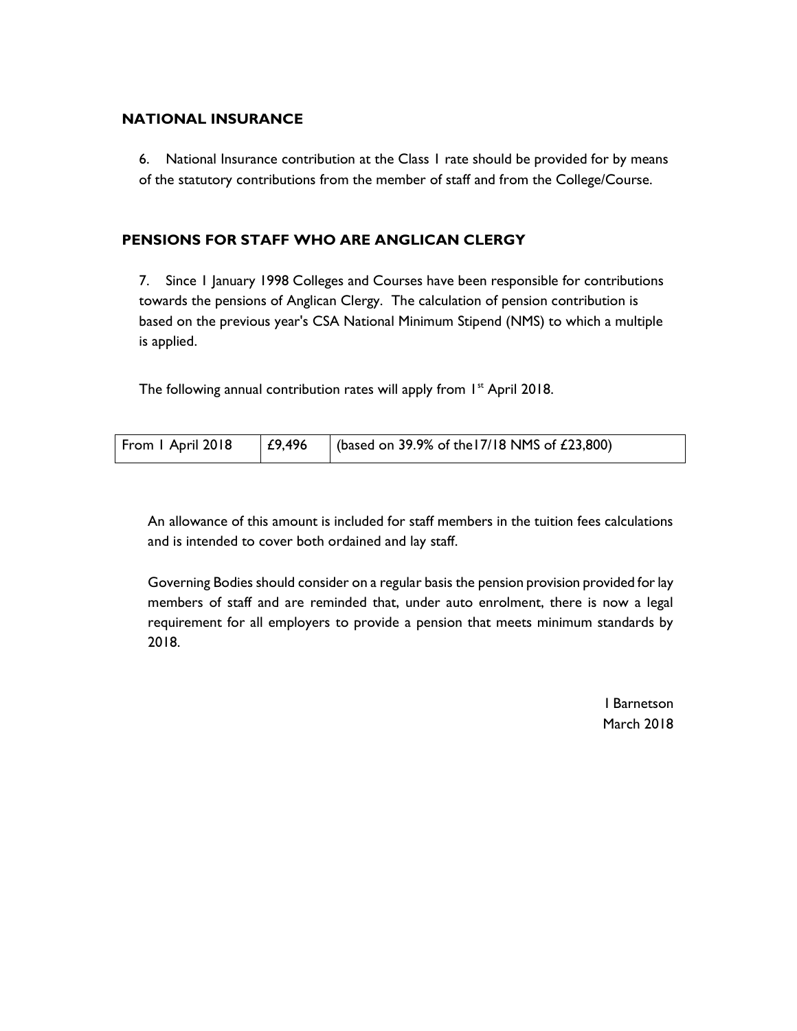## NATIONAL INSURANCE

6. National Insurance contribution at the Class 1 rate should be provided for by means of the statutory contributions from the member of staff and from the College/Course.

## PENSIONS FOR STAFF WHO ARE ANGLICAN CLERGY

7. Since 1 January 1998 Colleges and Courses have been responsible for contributions towards the pensions of Anglican Clergy. The calculation of pension contribution is based on the previous year's CSA National Minimum Stipend (NMS) to which a multiple is applied.

The following annual contribution rates will apply from 1st April 2018.

| | | |
|---|---|---|
| From 1 April 2018 | £9,496 | (based on 39.9% of the17/18 NMS of £23,800) |

An allowance of this amount is included for staff members in the tuition fees calculations and is intended to cover both ordained and lay staff.

Governing Bodies should consider on a regular basis the pension provision provided for lay members of staff and are reminded that, under auto enrolment, there is now a legal requirement for all employers to provide a pension that meets minimum standards by 2018.

I Barnetson
March 2018